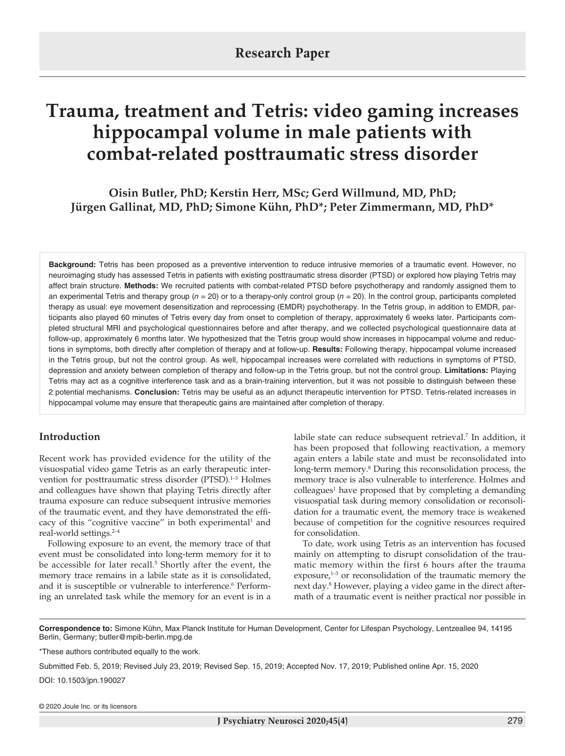Research Paper

# Trauma, treatment and Tetris: video gaming increases hippocampal volume in male patients with combat-related posttraumatic stress disorder

**Oisin Butler, PhD; Kerstin Herr, MSc; Gerd Willmund, MD, PhD; Jürgen Gallinat, MD, PhD; Simone Kühn, PhD*; Peter Zimmermann, MD, PhD***

**Background:** Tetris has been proposed as a preventive intervention to reduce intrusive memories of a traumatic event. However, no neuroimaging study has assessed Tetris in patients with existing posttraumatic stress disorder (PTSD) or explored how playing Tetris may affect brain structure. **Methods:** We recruited patients with combat-related PTSD before psychotherapy and randomly assigned them to an experimental Tetris and therapy group (*n* = 20) or to a therapy-only control group (*n* = 20). In the control group, participants completed therapy as usual: eye movement desensitization and reprocessing (EMDR) psychotherapy. In the Tetris group, in addition to EMDR, participants also played 60 minutes of Tetris every day from onset to completion of therapy, approximately 6 weeks later. Participants completed structural MRI and psychological questionnaires before and after therapy, and we collected psychological questionnaire data at follow-up, approximately 6 months later. We hypothesized that the Tetris group would show increases in hippocampal volume and reductions in symptoms, both directly after completion of therapy and at follow-up. **Results:** Following therapy, hippocampal volume increased in the Tetris group, but not the control group. As well, hippocampal increases were correlated with reductions in symptoms of PTSD, depression and anxiety between completion of therapy and follow-up in the Tetris group, but not the control group. **Limitations:** Playing Tetris may act as a cognitive interference task and as a brain-training intervention, but it was not possible to distinguish between these 2 potential mechanisms. **Conclusion:** Tetris may be useful as an adjunct therapeutic intervention for PTSD. Tetris-related increases in hippocampal volume may ensure that therapeutic gains are maintained after completion of therapy.

## Introduction

Recent work has provided evidence for the utility of the visuospatial video game Tetris as an early therapeutic intervention for posttraumatic stress disorder (PTSD).[1–3] Holmes and colleagues have shown that playing Tetris directly after trauma exposure can reduce subsequent intrusive memories of the traumatic event, and they have demonstrated the efficacy of this "cognitive vaccine" in both experimental[1] and real-world settings.[2–4]

Following exposure to an event, the memory trace of that event must be consolidated into long-term memory for it to be accessible for later recall.[5] Shortly after the event, the memory trace remains in a labile state as it is consolidated, and it is susceptible or vulnerable to interference.[6] Performing an unrelated task while the memory for an event is in a labile state can reduce subsequent retrieval.[7] In addition, it has been proposed that following reactivation, a memory again enters a labile state and must be reconsolidated into long-term memory.[8] During this reconsolidation process, the memory trace is also vulnerable to interference. Holmes and colleagues[1] have proposed that by completing a demanding visuospatial task during memory consolidation or reconsolidation for a traumatic event, the memory trace is weakened because of competition for the cognitive resources required for consolidation.

To date, work using Tetris as an intervention has focused mainly on attempting to disrupt consolidation of the traumatic memory within the first 6 hours after the trauma exposure,[1–3] or reconsolidation of the traumatic memory the next day.[8] However, playing a video game in the direct aftermath of a traumatic event is neither practical nor possible in

**Correspondence to:** Simone Kühn, Max Planck Institute for Human Development, Center for Lifespan Psychology, Lentzeallee 94, 14195 Berlin, Germany; butler@mpib-berlin.mpg.de

*These authors contributed equally to the work.

Submitted Feb. 5, 2019; Revised July 23, 2019; Revised Sep. 15, 2019; Accepted Nov. 17, 2019; Published online Apr. 15, 2020

DOI: 10.1503/jpn.190027

© 2020 Joule Inc. or its licensors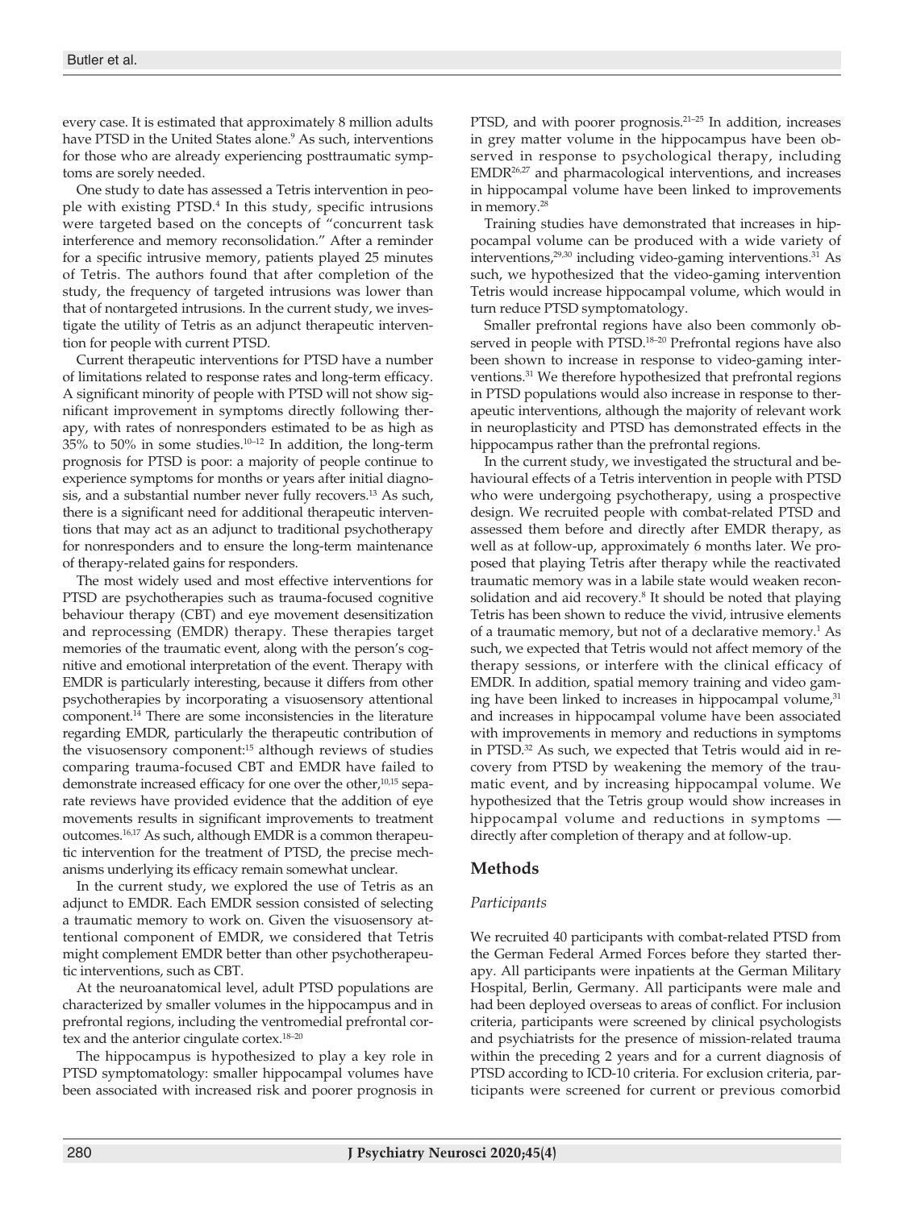every case. It is estimated that approximately 8 million adults have PTSD in the United States alone.[9] As such, interventions for those who are already experiencing posttraumatic symptoms are sorely needed.

One study to date has assessed a Tetris intervention in people with existing PTSD.[4] In this study, specific intrusions were targeted based on the concepts of "concurrent task interference and memory reconsolidation." After a reminder for a specific intrusive memory, patients played 25 minutes of Tetris. The authors found that after completion of the study, the frequency of targeted intrusions was lower than that of nontargeted intrusions. In the current study, we investigate the utility of Tetris as an adjunct therapeutic intervention for people with current PTSD.

Current therapeutic interventions for PTSD have a number of limitations related to response rates and long-term efficacy. A significant minority of people with PTSD will not show significant improvement in symptoms directly following therapy, with rates of nonresponders estimated to be as high as 35% to 50% in some studies.[10–12] In addition, the long-term prognosis for PTSD is poor: a majority of people continue to experience symptoms for months or years after initial diagnosis, and a substantial number never fully recovers.[13] As such, there is a significant need for additional therapeutic interventions that may act as an adjunct to traditional psychotherapy for nonresponders and to ensure the long-term maintenance of therapy-related gains for responders.

The most widely used and most effective interventions for PTSD are psychotherapies such as trauma-focused cognitive behaviour therapy (CBT) and eye movement desensitization and reprocessing (EMDR) therapy. These therapies target memories of the traumatic event, along with the person's cognitive and emotional interpretation of the event. Therapy with EMDR is particularly interesting, because it differs from other psychotherapies by incorporating a visuosensory attentional component.[14] There are some inconsistencies in the literature regarding EMDR, particularly the therapeutic contribution of the visuosensory component:[15] although reviews of studies comparing trauma-focused CBT and EMDR have failed to demonstrate increased efficacy for one over the other,[10,15] separate reviews have provided evidence that the addition of eye movements results in significant improvements to treatment outcomes.[16,17] As such, although EMDR is a common therapeutic intervention for the treatment of PTSD, the precise mechanisms underlying its efficacy remain somewhat unclear.

In the current study, we explored the use of Tetris as an adjunct to EMDR. Each EMDR session consisted of selecting a traumatic memory to work on. Given the visuosensory attentional component of EMDR, we considered that Tetris might complement EMDR better than other psychotherapeutic interventions, such as CBT.

At the neuroanatomical level, adult PTSD populations are characterized by smaller volumes in the hippocampus and in prefrontal regions, including the ventromedial prefrontal cortex and the anterior cingulate cortex.[18–20]

The hippocampus is hypothesized to play a key role in PTSD symptomatology: smaller hippocampal volumes have been associated with increased risk and poorer prognosis in PTSD, and with poorer prognosis.[21–25] In addition, increases in grey matter volume in the hippocampus have been observed in response to psychological therapy, including EMDR[26,27] and pharmacological interventions, and increases in hippocampal volume have been linked to improvements in memory.[28]

Training studies have demonstrated that increases in hippocampal volume can be produced with a wide variety of interventions,[29,30] including video-gaming interventions.[31] As such, we hypothesized that the video-gaming intervention Tetris would increase hippocampal volume, which would in turn reduce PTSD symptomatology.

Smaller prefrontal regions have also been commonly observed in people with PTSD.[18–20] Prefrontal regions have also been shown to increase in response to video-gaming interventions.[31] We therefore hypothesized that prefrontal regions in PTSD populations would also increase in response to therapeutic interventions, although the majority of relevant work in neuroplasticity and PTSD has demonstrated effects in the hippocampus rather than the prefrontal regions.

In the current study, we investigated the structural and behavioural effects of a Tetris intervention in people with PTSD who were undergoing psychotherapy, using a prospective design. We recruited people with combat-related PTSD and assessed them before and directly after EMDR therapy, as well as at follow-up, approximately 6 months later. We proposed that playing Tetris after therapy while the reactivated traumatic memory was in a labile state would weaken reconsolidation and aid recovery.[8] It should be noted that playing Tetris has been shown to reduce the vivid, intrusive elements of a traumatic memory, but not of a declarative memory.[1] As such, we expected that Tetris would not affect memory of the therapy sessions, or interfere with the clinical efficacy of EMDR. In addition, spatial memory training and video gaming have been linked to increases in hippocampal volume,[31] and increases in hippocampal volume have been associated with improvements in memory and reductions in symptoms in PTSD.[32] As such, we expected that Tetris would aid in recovery from PTSD by weakening the memory of the traumatic event, and by increasing hippocampal volume. We hypothesized that the Tetris group would show increases in hippocampal volume and reductions in symptoms — directly after completion of therapy and at follow-up.

## Methods

### *Participants*

We recruited 40 participants with combat-related PTSD from the German Federal Armed Forces before they started therapy. All participants were inpatients at the German Military Hospital, Berlin, Germany. All participants were male and had been deployed overseas to areas of conflict. For inclusion criteria, participants were screened by clinical psychologists and psychiatrists for the presence of mission-related trauma within the preceding 2 years and for a current diagnosis of PTSD according to ICD-10 criteria. For exclusion criteria, participants were screened for current or previous comorbid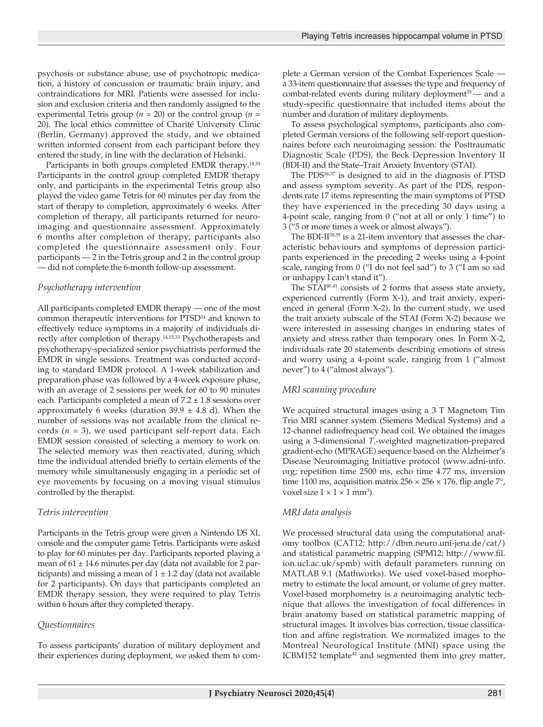psychosis or substance abuse, use of psychotropic medication, a history of concussion or traumatic brain injury, and contraindications for MRI. Patients were assessed for inclusion and exclusion criteria and then randomly assigned to the experimental Tetris group ($n$ = 20) or the control group ($n$ = 20). The local ethics committee of Charité University Clinic (Berlin, Germany) approved the study, and we obtained written informed consent from each participant before they entered the study, in line with the declaration of Helsinki.

Participants in both groups completed EMDR therapy.[14,33] Participants in the control group completed EMDR therapy only, and participants in the experimental Tetris group also played the video game Tetris for 60 minutes per day from the start of therapy to completion, approximately 6 weeks. After completion of therapy, all participants returned for neuroimaging and questionnaire assessment. Approximately 6 months after completion of therapy, participants also completed the questionnaire assessment only. Four participants — 2 in the Tetris group and 2 in the control group — did not complete the 6-month follow-up assessment.

### *Psychotherapy intervention*

All participants completed EMDR therapy — one of the most common therapeutic interventions for PTSD[34] and known to effectively reduce symptoms in a majority of individuals directly after completion of therapy.[14,15,33] Psychotherapists and psychotherapy-specialized senior psychiatrists performed the EMDR in single sessions. Treatment was conducted according to standard EMDR protocol. A 1-week stabilization and preparation phase was followed by a 4-week exposure phase, with an average of 2 sessions per week for 60 to 90 minutes each. Participants completed a mean of 7.2 ± 1.8 sessions over approximately 6 weeks (duration 39.9 ± 4.8 d). When the number of sessions was not available from the clinical records ($n$ = 3), we used participant self-report data. Each EMDR session consisted of selecting a memory to work on. The selected memory was then reactivated, during which time the individual attended briefly to certain elements of the memory while simultaneously engaging in a periodic set of eye movements by focusing on a moving visual stimulus controlled by the therapist.

### *Tetris intervention*

Participants in the Tetris group were given a Nintendo DS XL console and the computer game Tetris. Participants were asked to play for 60 minutes per day. Participants reported playing a mean of 61 ± 14.6 minutes per day (data not available for 2 participants) and missing a mean of 1 ± 1.2 day (data not available for 2 participants). On days that participants completed an EMDR therapy session, they were required to play Tetris within 6 hours after they completed therapy.

### *Questionnaires*

To assess participants' duration of military deployment and their experiences during deployment, we asked them to complete a German version of the Combat Experiences Scale — a 33-item questionnaire that assesses the type and frequency of combat-related events during military deployment[35] — and a study-specific questionnaire that included items about the number and duration of military deployments.

To assess psychological symptoms, participants also completed German versions of the following self-report questionnaires before each neuroimaging session: the Posttraumatic Diagnostic Scale (PDS), the Beck Depression Inventory II (BDI-II) and the State–Trait Anxiety Inventory (STAI).

The PDS[36,37] is designed to aid in the diagnosis of PTSD and assess symptom severity. As part of the PDS, respondents rate 17 items representing the main symptoms of PTSD they have experienced in the preceding 30 days using a 4-point scale, ranging from 0 ("not at all or only 1 time") to 3 ("5 or more times a week or almost always").

The BDI-II[38,39] is a 21-item inventory that assesses the characteristic behaviours and symptoms of depression participants experienced in the preceding 2 weeks using a 4-point scale, ranging from 0 ("I do not feel sad") to 3 ("I am so sad or unhappy I can't stand it").

The STAI[40,41] consists of 2 forms that assess state anxiety, experienced currently (Form X-1), and trait anxiety, experienced in general (Form X-2). In the current study, we used the trait anxiety subscale of the STAI (Form X-2) because we were interested in assessing changes in enduring states of anxiety and stress rather than temporary ones. In Form X-2, individuals rate 20 statements describing emotions of stress and worry using a 4-point scale, ranging from 1 ("almost never") to 4 ("almost always").

### *MRI scanning procedure*

We acquired structural images using a 3 T Magnetom Tim Trio MRI scanner system (Siemens Medical Systems) and a 12-channel radiofrequency head coil. We obtained the images using a 3-dimensional $T_1$-weighted magnetization-prepared gradient-echo (MPRAGE) sequence based on the Alzheimer's Disease Neuroimaging Initiative protocol (www.adni-info.org; repetition time 2500 ms, echo time 4.77 ms, inversion time 1100 ms, acquisition matrix 256 × 256 × 176, flip angle 7°, voxel size 1 × 1 × 1 mm$^3$).

### *MRI data analysis*

We processed structural data using the computational anatomy toolbox (CAT12; http://dbm.neuro.uni-jena.de/cat/) and statistical parametric mapping (SPM12; http://www.fil.ion.ucl.ac.uk/spmb) with default parameters running on MATLAB 9.1 (Mathworks). We used voxel-based morphometry to estimate the local amount, or volume of grey matter. Voxel-based morphometry is a neuroimaging analytic technique that allows the investigation of focal differences in brain anatomy based on statistical parametric mapping of structural images. It involves bias correction, tissue classification and affine registration. We normalized images to the Montreal Neurological Institute (MNI) space using the ICBM152 template[42] and segmented them into grey matter,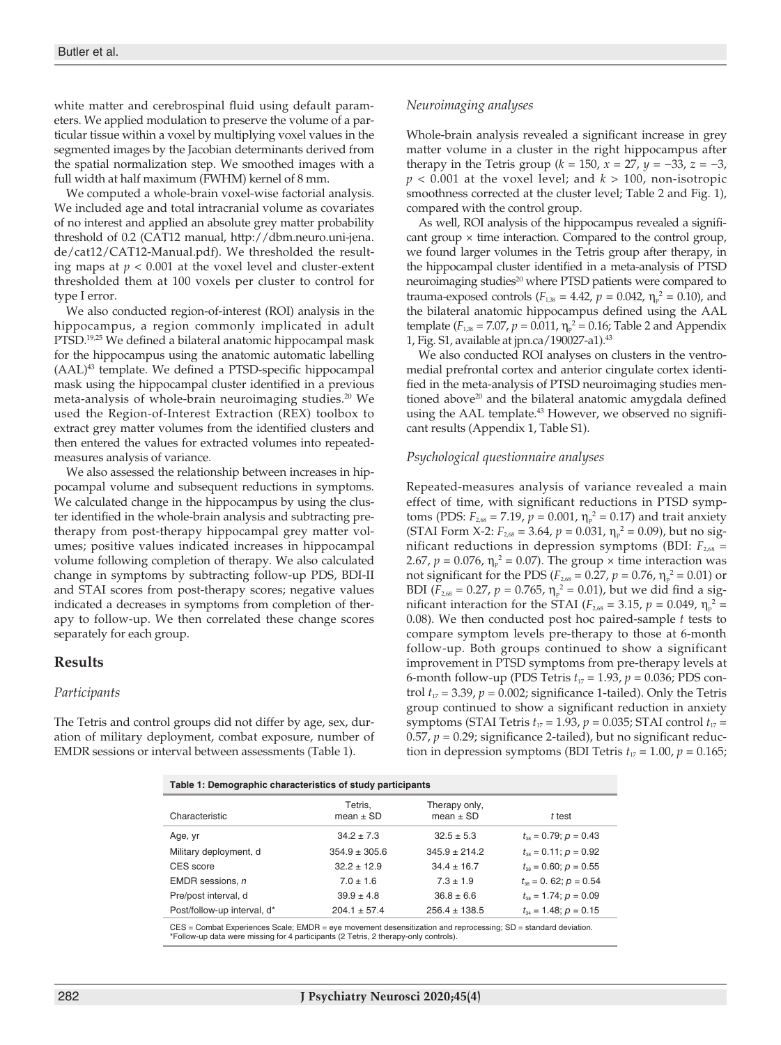white matter and cerebrospinal fluid using default parameters. We applied modulation to preserve the volume of a particular tissue within a voxel by multiplying voxel values in the segmented images by the Jacobian determinants derived from the spatial normalization step. We smoothed images with a full width at half maximum (FWHM) kernel of 8 mm.

We computed a whole-brain voxel-wise factorial analysis. We included age and total intracranial volume as covariates of no interest and applied an absolute grey matter probability threshold of 0.2 (CAT12 manual, http://dbm.neuro.uni-jena.de/cat12/CAT12-Manual.pdf). We thresholded the resulting maps at $p < 0.001$ at the voxel level and cluster-extent thresholded them at 100 voxels per cluster to control for type I error.

We also conducted region-of-interest (ROI) analysis in the hippocampus, a region commonly implicated in adult PTSD.[19,25] We defined a bilateral anatomic hippocampal mask for the hippocampus using the anatomic automatic labelling (AAL)[43] template. We defined a PTSD-specific hippocampal mask using the hippocampal cluster identified in a previous meta-analysis of whole-brain neuroimaging studies.[20] We used the Region-of-Interest Extraction (REX) toolbox to extract grey matter volumes from the identified clusters and then entered the values for extracted volumes into repeated-measures analysis of variance.

We also assessed the relationship between increases in hippocampal volume and subsequent reductions in symptoms. We calculated change in the hippocampus by using the cluster identified in the whole-brain analysis and subtracting pre-therapy from post-therapy hippocampal grey matter volumes; positive values indicated increases in hippocampal volume following completion of therapy. We also calculated change in symptoms by subtracting follow-up PDS, BDI-II and STAI scores from post-therapy scores; negative values indicated a decreases in symptoms from completion of therapy to follow-up. We then correlated these change scores separately for each group.

## Results

### *Participants*

The Tetris and control groups did not differ by age, sex, duration of military deployment, combat exposure, number of EMDR sessions or interval between assessments (Table 1).

### *Neuroimaging analyses*

Whole-brain analysis revealed a significant increase in grey matter volume in a cluster in the right hippocampus after therapy in the Tetris group ($k = 150$, $x = 27$, $y = -33$, $z = -3$, $p < 0.001$ at the voxel level; and $k > 100$, non-isotropic smoothness corrected at the cluster level; Table 2 and Fig. 1), compared with the control group.

As well, ROI analysis of the hippocampus revealed a significant group × time interaction. Compared to the control group, we found larger volumes in the Tetris group after therapy, in the hippocampal cluster identified in a meta-analysis of PTSD neuroimaging studies[20] where PTSD patients were compared to trauma-exposed controls ($F_{1,38} = 4.42$, $p = 0.042$, $\eta_p^2 = 0.10$), and the bilateral anatomic hippocampus defined using the AAL template ($F_{1,38} = 7.07$, $p = 0.011$, $\eta_p^2 = 0.16$; Table 2 and Appendix 1, Fig. S1, available at jpn.ca/190027-a1).[43]

We also conducted ROI analyses on clusters in the ventromedial prefrontal cortex and anterior cingulate cortex identified in the meta-analysis of PTSD neuroimaging studies mentioned above[20] and the bilateral anatomic amygdala defined using the AAL template.[43] However, we observed no significant results (Appendix 1, Table S1).

### *Psychological questionnaire analyses*

Repeated-measures analysis of variance revealed a main effect of time, with significant reductions in PTSD symptoms (PDS: $F_{2,68} = 7.19$, $p = 0.001$, $\eta_p^2 = 0.17$) and trait anxiety (STAI Form X-2: $F_{2,68} = 3.64$, $p = 0.031$, $\eta_p^2 = 0.09$), but no significant reductions in depression symptoms (BDI: $F_{2,68} = 2.67$, $p = 0.076$, $\eta_p^2 = 0.07$). The group × time interaction was not significant for the PDS ($F_{2,68} = 0.27$, $p = 0.76$, $\eta_p^2 = 0.01$) or BDI ($F_{2,68} = 0.27$, $p = 0.765$, $\eta_p^2 = 0.01$), but we did find a significant interaction for the STAI ($F_{2,68} = 3.15$, $p = 0.049$, $\eta_p^2 = 0.08$). We then conducted post hoc paired-sample $t$ tests to compare symptom levels pre-therapy to those at 6-month follow-up. Both groups continued to show a significant improvement in PTSD symptoms from pre-therapy levels at 6-month follow-up (PDS Tetris $t_{17} = 1.93$, $p = 0.036$; PDS control $t_{17} = 3.39$, $p = 0.002$; significance 1-tailed). Only the Tetris group continued to show a significant reduction in anxiety symptoms (STAI Tetris $t_{17} = 1.93$, $p = 0.035$; STAI control $t_{17} = 0.57$, $p = 0.29$; significance 2-tailed), but no significant reduction in depression symptoms (BDI Tetris $t_{17} = 1.00$, $p = 0.165$;

**Table 1: Demographic characteristics of study participants**

| Characteristic | Tetris, mean ± SD | Therapy only, mean ± SD | $t$ test |
|---|---|---|---|
| Age, yr | 34.2 ± 7.3 | 32.5 ± 5.3 | $t_{38} = 0.79$; $p = 0.43$ |
| Military deployment, d | 354.9 ± 305.6 | 345.9 ± 214.2 | $t_{38} = 0.11$; $p = 0.92$ |
| CES score | 32.2 ± 12.9 | 34.4 ± 16.7 | $t_{38} = 0.60$; $p = 0.55$ |
| EMDR sessions, $n$ | 7.0 ± 1.6 | 7.3 ± 1.9 | $t_{38} = 0.62$; $p = 0.54$ |
| Pre/post interval, d | 39.9 ± 4.8 | 36.8 ± 6.6 | $t_{38} = 1.74$; $p = 0.09$ |
| Post/follow-up interval, d* | 204.1 ± 57.4 | 256.4 ± 138.5 | $t_{34} = 1.48$; $p = 0.15$ |

CES = Combat Experiences Scale; EMDR = eye movement desensitization and reprocessing; SD = standard deviation.
*Follow-up data were missing for 4 participants (2 Tetris, 2 therapy-only controls).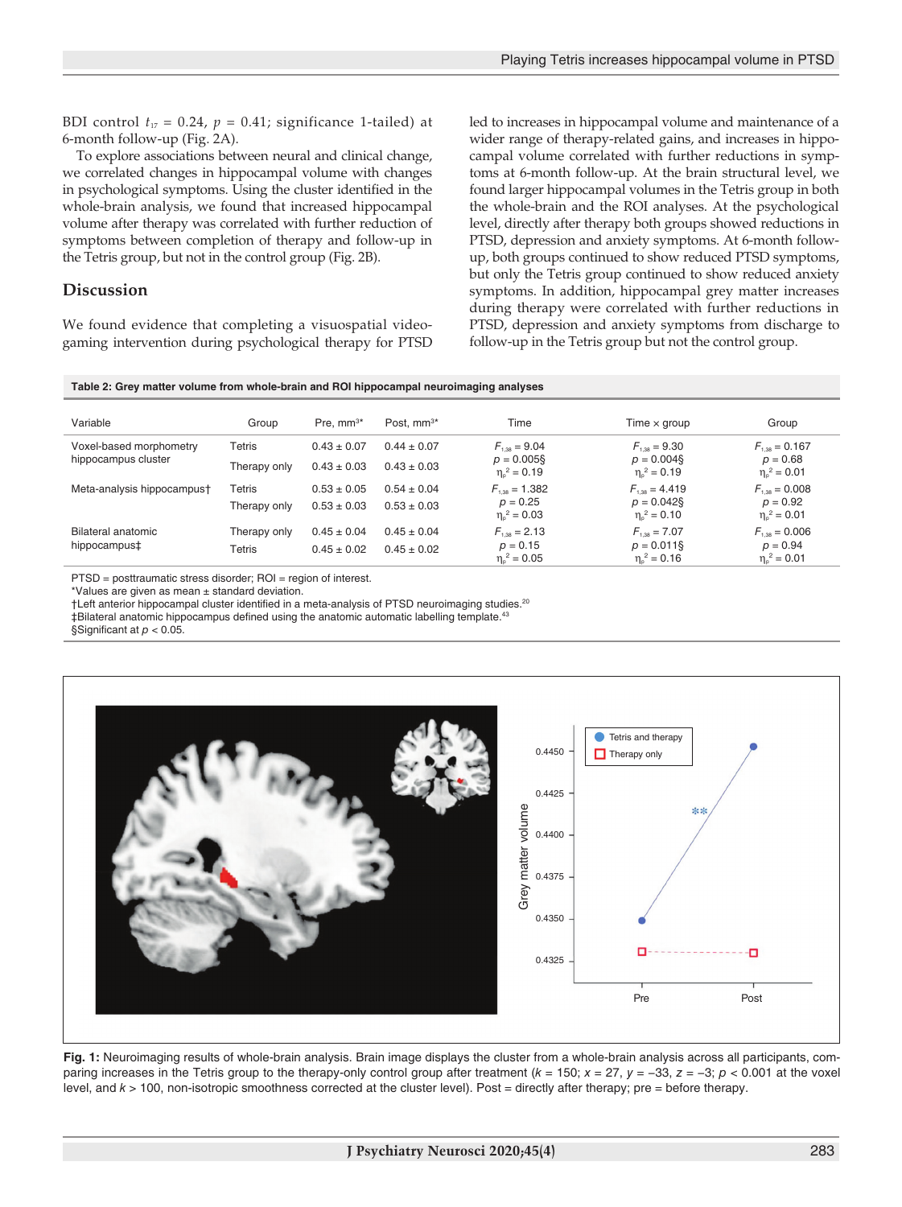BDI control $t_{17}$ = 0.24, $p$ = 0.41; significance 1-tailed) at 6-month follow-up (Fig. 2A).

To explore associations between neural and clinical change, we correlated changes in hippocampal volume with changes in psychological symptoms. Using the cluster identified in the whole-brain analysis, we found that increased hippocampal volume after therapy was correlated with further reduction of symptoms between completion of therapy and follow-up in the Tetris group, but not in the control group (Fig. 2B).

## Discussion

We found evidence that completing a visuospatial videogaming intervention during psychological therapy for PTSD led to increases in hippocampal volume and maintenance of a wider range of therapy-related gains, and increases in hippocampal volume correlated with further reductions in symptoms at 6-month follow-up. At the brain structural level, we found larger hippocampal volumes in the Tetris group in both the whole-brain and the ROI analyses. At the psychological level, directly after therapy both groups showed reductions in PTSD, depression and anxiety symptoms. At 6-month follow-up, both groups continued to show reduced PTSD symptoms, but only the Tetris group continued to show reduced anxiety symptoms. In addition, hippocampal grey matter increases during therapy were correlated with further reductions in PTSD, depression and anxiety symptoms from discharge to follow-up in the Tetris group but not the control group.

**Table 2: Grey matter volume from whole-brain and ROI hippocampal neuroimaging analyses**

| Variable | Group | Pre, mm³* | Post, mm³* | Time | Time × group | Group |
|---|---|---|---|---|---|---|
| Voxel-based morphometry hippocampus cluster | Tetris | 0.43 ± 0.07 | 0.44 ± 0.07 | $F_{1,38}$ = 9.04 | $F_{1,38}$ = 9.30 | $F_{1,38}$ = 0.167 |
| | Therapy only | 0.43 ± 0.03 | 0.43 ± 0.03 | $p$ = 0.005§ <br> $\eta_p^2$ = 0.19 | $p$ = 0.004§ <br> $\eta_p^2$ = 0.19 | $p$ = 0.68 <br> $\eta_p^2$ = 0.01 |
| Meta-analysis hippocampus† | Tetris | 0.53 ± 0.05 | 0.54 ± 0.04 | $F_{1,38}$ = 1.382 | $F_{1,38}$ = 4.419 | $F_{1,38}$ = 0.008 |
| | Therapy only | 0.53 ± 0.03 | 0.53 ± 0.03 | $p$ = 0.25 <br> $\eta_p^2$ = 0.03 | $p$ = 0.042§ <br> $\eta_p^2$ = 0.10 | $p$ = 0.92 <br> $\eta_p^2$ = 0.01 |
| Bilateral anatomic hippocampus‡ | Therapy only | 0.45 ± 0.04 | 0.45 ± 0.04 | $F_{1,38}$ = 2.13 | $F_{1,38}$ = 7.07 | $F_{1,38}$ = 0.006 |
| | Tetris | 0.45 ± 0.02 | 0.45 ± 0.02 | $p$ = 0.15 <br> $\eta_p^2$ = 0.05 | $p$ = 0.011§ <br> $\eta_p^2$ = 0.16 | $p$ = 0.94 <br> $\eta_p^2$ = 0.01 |

PTSD = posttraumatic stress disorder; ROI = region of interest.
*Values are given as mean ± standard deviation.
†Left anterior hippocampal cluster identified in a meta-analysis of PTSD neuroimaging studies.[20]
‡Bilateral anatomic hippocampus defined using the anatomic automatic labelling template.[43]
§Significant at $p$ < 0.05.

**Fig. 1:** Neuroimaging results of whole-brain analysis. Brain image displays the cluster from a whole-brain analysis across all participants, comparing increases in the Tetris group to the therapy-only control group after treatment ($k$ = 150; $x$ = 27, $y$ = −33, $z$ = −3; $p$ < 0.001 at the voxel level, and $k$ > 100, non-isotropic smoothness corrected at the cluster level). Post = directly after therapy; pre = before therapy.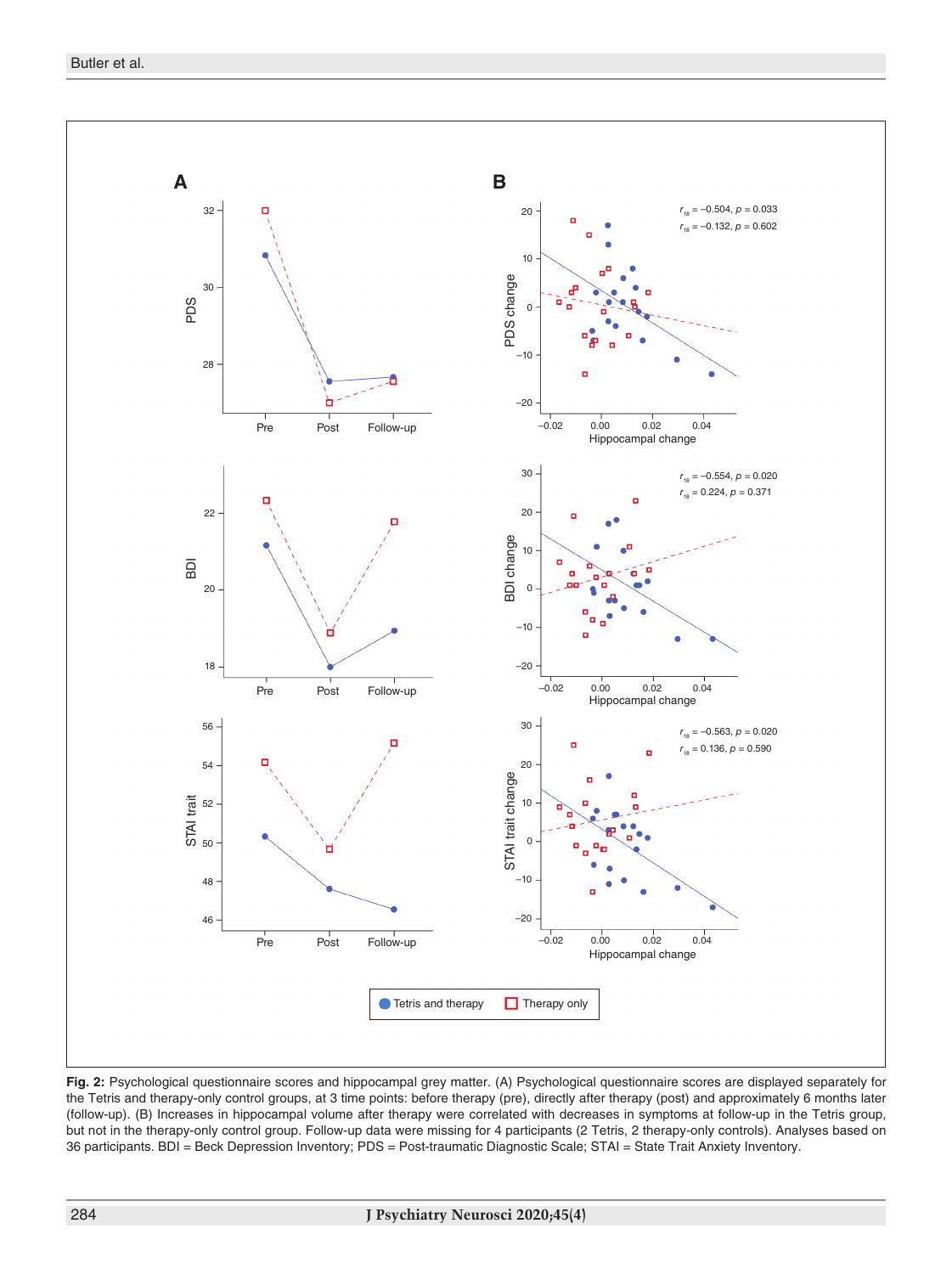**Fig. 2:** Psychological questionnaire scores and hippocampal grey matter. (A) Psychological questionnaire scores are displayed separately for the Tetris and therapy-only control groups, at 3 time points: before therapy (pre), directly after therapy (post) and approximately 6 months later (follow-up). (B) Increases in hippocampal volume after therapy were correlated with decreases in symptoms at follow-up in the Tetris group, but not in the therapy-only control group. Follow-up data were missing for 4 participants (2 Tetris, 2 therapy-only controls). Analyses based on 36 participants. BDI = Beck Depression Inventory; PDS = Post-traumatic Diagnostic Scale; STAI = State Trait Anxiety Inventory.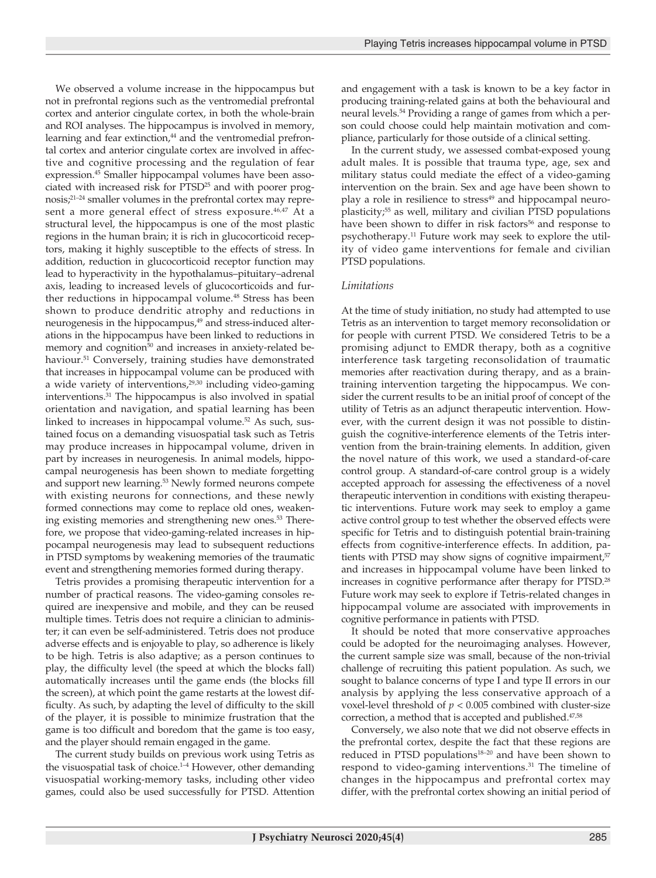We observed a volume increase in the hippocampus but not in prefrontal regions such as the ventromedial prefrontal cortex and anterior cingulate cortex, in both the whole-brain and ROI analyses. The hippocampus is involved in memory, learning and fear extinction,[44] and the ventromedial prefrontal cortex and anterior cingulate cortex are involved in affective and cognitive processing and the regulation of fear expression.[45] Smaller hippocampal volumes have been associated with increased risk for PTSD[25] and with poorer prognosis;[21–24] smaller volumes in the prefrontal cortex may represent a more general effect of stress exposure.[46,47] At a structural level, the hippocampus is one of the most plastic regions in the human brain; it is rich in glucocorticoid receptors, making it highly susceptible to the effects of stress. In addition, reduction in glucocorticoid receptor function may lead to hyperactivity in the hypothalamus–pituitary–adrenal axis, leading to increased levels of glucocorticoids and further reductions in hippocampal volume.[48] Stress has been shown to produce dendritic atrophy and reductions in neurogenesis in the hippocampus,[49] and stress-induced alterations in the hippocampus have been linked to reductions in memory and cognition[50] and increases in anxiety-related behaviour.[51] Conversely, training studies have demonstrated that increases in hippocampal volume can be produced with a wide variety of interventions,[29,30] including video-gaming interventions.[31] The hippocampus is also involved in spatial orientation and navigation, and spatial learning has been linked to increases in hippocampal volume.[52] As such, sustained focus on a demanding visuospatial task such as Tetris may produce increases in hippocampal volume, driven in part by increases in neurogenesis. In animal models, hippocampal neurogenesis has been shown to mediate forgetting and support new learning.[53] Newly formed neurons compete with existing neurons for connections, and these newly formed connections may come to replace old ones, weakening existing memories and strengthening new ones.[53] Therefore, we propose that video-gaming-related increases in hippocampal neurogenesis may lead to subsequent reductions in PTSD symptoms by weakening memories of the traumatic event and strengthening memories formed during therapy.

Tetris provides a promising therapeutic intervention for a number of practical reasons. The video-gaming consoles required are inexpensive and mobile, and they can be reused multiple times. Tetris does not require a clinician to administer; it can even be self-administered. Tetris does not produce adverse effects and is enjoyable to play, so adherence is likely to be high. Tetris is also adaptive; as a person continues to play, the difficulty level (the speed at which the blocks fall) automatically increases until the game ends (the blocks fill the screen), at which point the game restarts at the lowest difficulty. As such, by adapting the level of difficulty to the skill of the player, it is possible to minimize frustration that the game is too difficult and boredom that the game is too easy, and the player should remain engaged in the game.

The current study builds on previous work using Tetris as the visuospatial task of choice.[1–4] However, other demanding visuospatial working-memory tasks, including other video games, could also be used successfully for PTSD. Attention and engagement with a task is known to be a key factor in producing training-related gains at both the behavioural and neural levels.[54] Providing a range of games from which a person could choose could help maintain motivation and compliance, particularly for those outside of a clinical setting.

In the current study, we assessed combat-exposed young adult males. It is possible that trauma type, age, sex and military status could mediate the effect of a video-gaming intervention on the brain. Sex and age have been shown to play a role in resilience to stress[49] and hippocampal neuroplasticity;[55] as well, military and civilian PTSD populations have been shown to differ in risk factors[56] and response to psychotherapy.[11] Future work may seek to explore the utility of video game interventions for female and civilian PTSD populations.

### *Limitations*

At the time of study initiation, no study had attempted to use Tetris as an intervention to target memory reconsolidation or for people with current PTSD. We considered Tetris to be a promising adjunct to EMDR therapy, both as a cognitive interference task targeting reconsolidation of traumatic memories after reactivation during therapy, and as a brain-training intervention targeting the hippocampus. We consider the current results to be an initial proof of concept of the utility of Tetris as an adjunct therapeutic intervention. However, with the current design it was not possible to distinguish the cognitive-interference elements of the Tetris intervention from the brain-training elements. In addition, given the novel nature of this work, we used a standard-of-care control group. A standard-of-care control group is a widely accepted approach for assessing the effectiveness of a novel therapeutic intervention in conditions with existing therapeutic interventions. Future work may seek to employ a game active control group to test whether the observed effects were specific for Tetris and to distinguish potential brain-training effects from cognitive-interference effects. In addition, patients with PTSD may show signs of cognitive impairment,[57] and increases in hippocampal volume have been linked to increases in cognitive performance after therapy for PTSD.[28] Future work may seek to explore if Tetris-related changes in hippocampal volume are associated with improvements in cognitive performance in patients with PTSD.

It should be noted that more conservative approaches could be adopted for the neuroimaging analyses. However, the current sample size was small, because of the non-trivial challenge of recruiting this patient population. As such, we sought to balance concerns of type I and type II errors in our analysis by applying the less conservative approach of a voxel-level threshold of $p < 0.005$ combined with cluster-size correction, a method that is accepted and published.[47,58]

Conversely, we also note that we did not observe effects in the prefrontal cortex, despite the fact that these regions are reduced in PTSD populations[18–20] and have been shown to respond to video-gaming interventions.[31] The timeline of changes in the hippocampus and prefrontal cortex may differ, with the prefrontal cortex showing an initial period of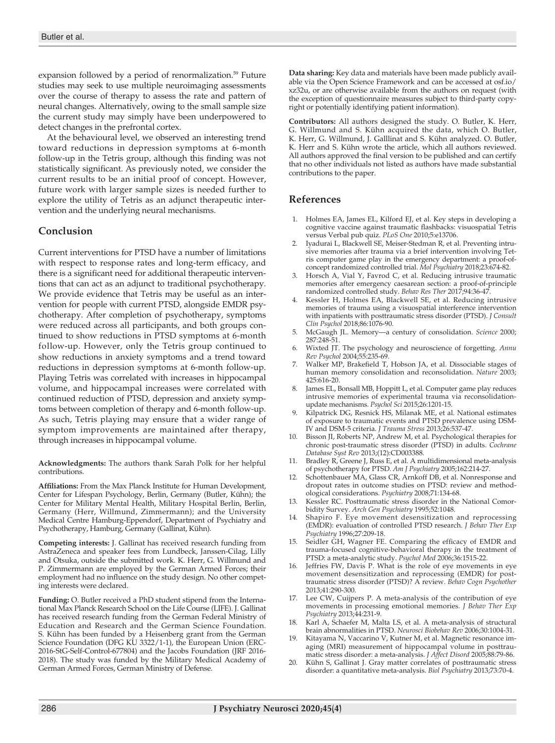expansion followed by a period of renormalization.[59] Future studies may seek to use multiple neuroimaging assessments over the course of therapy to assess the rate and pattern of neural changes. Alternatively, owing to the small sample size the current study may simply have been underpowered to detect changes in the prefrontal cortex.

At the behavioural level, we observed an interesting trend toward reductions in depression symptoms at 6-month follow-up in the Tetris group, although this finding was not statistically significant. As previously noted, we consider the current results to be an initial proof of concept. However, future work with larger sample sizes is needed further to explore the utility of Tetris as an adjunct therapeutic intervention and the underlying neural mechanisms.

## Conclusion

Current interventions for PTSD have a number of limitations with respect to response rates and long-term efficacy, and there is a significant need for additional therapeutic interventions that can act as an adjunct to traditional psychotherapy. We provide evidence that Tetris may be useful as an intervention for people with current PTSD, alongside EMDR psychotherapy. After completion of psychotherapy, symptoms were reduced across all participants, and both groups continued to show reductions in PTSD symptoms at 6-month follow-up. However, only the Tetris group continued to show reductions in anxiety symptoms and a trend toward reductions in depression symptoms at 6-month follow-up. Playing Tetris was correlated with increases in hippocampal volume, and hippocampal increases were correlated with continued reduction of PTSD, depression and anxiety symptoms between completion of therapy and 6-month follow-up. As such, Tetris playing may ensure that a wider range of symptom improvements are maintained after therapy, through increases in hippocampal volume.

**Acknowledgments:** The authors thank Sarah Polk for her helpful contributions.

**Affiliations:** From the Max Planck Institute for Human Development, Center for Lifespan Psychology, Berlin, Germany (Butler, Kühn); the Center for Military Mental Health, Military Hospital Berlin, Berlin, Germany (Herr, Willmund, Zimmermann); and the University Medical Centre Hamburg-Eppendorf, Department of Psychiatry and Psychotherapy, Hamburg, Germany (Gallinat, Kühn).

**Competing interests:** J. Gallinat has received research funding from AstraZeneca and speaker fees from Lundbeck, Janssen-Cilag, Lilly and Otsuka, outside the submitted work. K. Herr, G. Willmund and P. Zimmermann are employed by the German Armed Forces; their employment had no influence on the study design. No other competing interests were declared.

**Funding:** O. Butler received a PhD student stipend from the International Max Planck Research School on the Life Course (LIFE). J. Gallinat has received research funding from the German Federal Ministry of Education and Research and the German Science Foundation. S. Kühn has been funded by a Heisenberg grant from the German Science Foundation (DFG KU 3322/1-1), the European Union (ERC-2016-StG-Self-Control-677804) and the Jacobs Foundation (JRF 2016-2018). The study was funded by the Military Medical Academy of German Armed Forces, German Ministry of Defense.

**Data sharing:** Key data and materials have been made publicly available via the Open Science Framework and can be accessed at osf.io/xz32u, or are otherwise available from the authors on request (with the exception of questionnaire measures subject to third-party copyright or potentially identifying patient information).

**Contributors:** All authors designed the study. O. Butler, K. Herr, G. Willmund and S. Kühn acquired the data, which O. Butler, K. Herr, G. Willmund, J. Galllinat and S. Kühn analyzed. O. Butler, K. Herr and S. Kühn wrote the article, which all authors reviewed. All authors approved the final version to be published and can certify that no other individuals not listed as authors have made substantial contributions to the paper.

## References

1. Holmes EA, James EL, Kilford EJ, et al. Key steps in developing a cognitive vaccine against traumatic flashbacks: visuospatial Tetris versus Verbal pub quiz. *PLoS One* 2010;5:e13706.
2. Iyadurai L, Blackwell SE, Meiser-Stedman R, et al. Preventing intrusive memories after trauma via a brief intervention involving Tetris computer game play in the emergency department: a proof-of-concept randomized controlled trial. *Mol Psychiatry* 2018;23:674-82.
3. Horsch A, Vial Y, Favrod C, et al. Reducing intrusive traumatic memories after emergency caesarean section: a proof-of-principle randomized controlled study. *Behav Res Ther* 2017;94:36-47.
4. Kessler H, Holmes EA, Blackwell SE, et al. Reducing intrusive memories of trauma using a visuospatial interference intervention with inpatients with posttraumatic stress disorder (PTSD). *J Consult Clin Psychol* 2018;86:1076-90.
5. McGaugh JL. Memory—a century of consolidation. *Science* 2000; 287:248-51.
6. Wixted JT. The psychology and neuroscience of forgetting. *Annu Rev Psychol* 2004;55:235-69.
7. Walker MP, Brakefield T, Hobson JA, et al. Dissociable stages of human memory consolidation and reconsolidation. *Nature* 2003; 425:616-20.
8. James EL, Bonsall MB, Hoppitt L, et al. Computer game play reduces intrusive memories of experimental trauma via reconsolidation-update mechanisms. *Psychol Sci* 2015;26:1201-15.
9. Kilpatrick DG, Resnick HS, Milanak ME, et al. National estimates of exposure to traumatic events and PTSD prevalence using DSM-IV and DSM-5 criteria. *J Trauma Stress* 2013;26:537-47.
10. Bisson JI, Roberts NP, Andrew M, et al. Psychological therapies for chronic post-traumatic stress disorder (PTSD) in adults. *Cochrane Database Syst Rev* 2013;(12):CD003388.
11. Bradley R, Greene J, Russ E, et al. A multidimensional meta-analysis of psychotherapy for PTSD. *Am J Psychiatry* 2005;162:214-27.
12. Schottenbauer MA, Glass CR, Arnkoff DB, et al. Nonresponse and dropout rates in outcome studies on PTSD: review and methodological considerations. *Psychiatry* 2008;71:134-68.
13. Kessler RC. Posttraumatic stress disorder in the National Comorbidity Survey. *Arch Gen Psychiatry* 1995;52:1048.
14. Shapiro F. Eye movement desensitization and reprocessing (EMDR): evaluation of controlled PTSD research. *J Behav Ther Exp Psychiatry* 1996;27:209-18.
15. Seidler GH, Wagner FE. Comparing the efficacy of EMDR and trauma-focused cognitive-behavioral therapy in the treatment of PTSD: a meta-analytic study. *Psychol Med* 2006;36:1515-22.
16. Jeffries FW, Davis P. What is the role of eye movements in eye movement desensitization and reprocessing (EMDR) for post-traumatic stress disorder (PTSD)? A review. *Behav Cogn Psychother* 2013;41:290-300.
17. Lee CW, Cuijpers P. A meta-analysis of the contribution of eye movements in processing emotional memories. *J Behav Ther Exp Psychiatry* 2013;44:231-9.
18. Karl A, Schaefer M, Malta LS, et al. A meta-analysis of structural brain abnormalities in PTSD. *Neurosci Biobehav Rev* 2006;30:1004-31.
19. Kitayama N, Vaccarino V, Kutner M, et al. Magnetic resonance imaging (MRI) measurement of hippocampal volume in posttraumatic stress disorder: a meta-analysis. *J Affect Disord* 2005;88:79-86.
20. Kühn S, Gallinat J. Gray matter correlates of posttraumatic stress disorder: a quantitative meta-analysis. *Biol Psychiatry* 2013;73:70-4.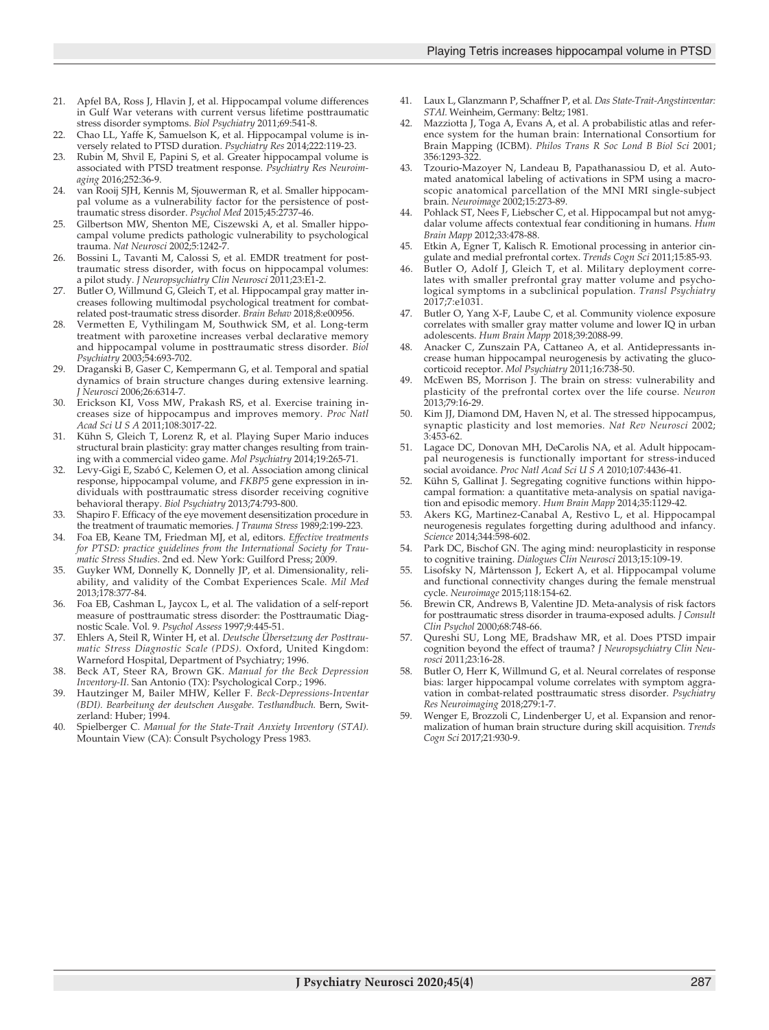21. Apfel BA, Ross J, Hlavin J, et al. Hippocampal volume differences in Gulf War veterans with current versus lifetime posttraumatic stress disorder symptoms. *Biol Psychiatry* 2011;69:541-8.
22. Chao LL, Yaffe K, Samuelson K, et al. Hippocampal volume is inversely related to PTSD duration. *Psychiatry Res* 2014;222:119-23.
23. Rubin M, Shvil E, Papini S, et al. Greater hippocampal volume is associated with PTSD treatment response. *Psychiatry Res Neuroimaging* 2016;252:36-9.
24. van Rooij SJH, Kennis M, Sjouwerman R, et al. Smaller hippocampal volume as a vulnerability factor for the persistence of posttraumatic stress disorder. *Psychol Med* 2015;45:2737-46.
25. Gilbertson MW, Shenton ME, Ciszewski A, et al. Smaller hippocampal volume predicts pathologic vulnerability to psychological trauma. *Nat Neurosci* 2002;5:1242-7.
26. Bossini L, Tavanti M, Calossi S, et al. EMDR treatment for posttraumatic stress disorder, with focus on hippocampal volumes: a pilot study. *J Neuropsychiatry Clin Neurosci* 2011;23:E1-2.
27. Butler O, Willmund G, Gleich T, et al. Hippocampal gray matter increases following multimodal psychological treatment for combat-related post-traumatic stress disorder. *Brain Behav* 2018;8:e00956.
28. Vermetten E, Vythilingam M, Southwick SM, et al. Long-term treatment with paroxetine increases verbal declarative memory and hippocampal volume in posttraumatic stress disorder. *Biol Psychiatry* 2003;54:693-702.
29. Draganski B, Gaser C, Kempermann G, et al. Temporal and spatial dynamics of brain structure changes during extensive learning. *J Neurosci* 2006;26:6314-7.
30. Erickson KI, Voss MW, Prakash RS, et al. Exercise training increases size of hippocampus and improves memory. *Proc Natl Acad Sci U S A* 2011;108:3017-22.
31. Kühn S, Gleich T, Lorenz R, et al. Playing Super Mario induces structural brain plasticity: gray matter changes resulting from training with a commercial video game. *Mol Psychiatry* 2014;19:265-71.
32. Levy-Gigi E, Szabó C, Kelemen O, et al. Association among clinical response, hippocampal volume, and *FKBP5* gene expression in individuals with posttraumatic stress disorder receiving cognitive behavioral therapy. *Biol Psychiatry* 2013;74:793-800.
33. Shapiro F. Efficacy of the eye movement desensitization procedure in the treatment of traumatic memories. *J Trauma Stress* 1989;2:199-223.
34. Foa EB, Keane TM, Friedman MJ, et al, editors. *Effective treatments for PTSD: practice guidelines from the International Society for Traumatic Stress Studies*. 2nd ed. New York: Guilford Press; 2009.
35. Guyker WM, Donnelly K, Donnelly JP, et al. Dimensionality, reliability, and validity of the Combat Experiences Scale. *Mil Med* 2013;178:377-84.
36. Foa EB, Cashman L, Jaycox L, et al. The validation of a self-report measure of posttraumatic stress disorder: the Posttraumatic Diagnostic Scale. Vol. 9. *Psychol Assess* 1997;9:445-51.
37. Ehlers A, Steil R, Winter H, et al. *Deutsche Übersetzung der Posttraumatic Stress Diagnostic Scale (PDS)*. Oxford, United Kingdom: Warneford Hospital, Department of Psychiatry; 1996.
38. Beck AT, Steer RA, Brown GK. *Manual for the Beck Depression Inventory-II*. San Antonio (TX): Psychological Corp.; 1996.
39. Hautzinger M, Bailer MHW, Keller F. *Beck-Depressions-Inventar (BDI). Bearbeitung der deutschen Ausgabe. Testhandbuch.* Bern, Switzerland: Huber; 1994.
40. Spielberger C. *Manual for the State-Trait Anxiety Inventory (STAI).* Mountain View (CA): Consult Psychology Press 1983.
41. Laux L, Glanzmann P, Schaffner P, et al. *Das State-Trait-Angstinventar: STAI.* Weinheim, Germany: Beltz; 1981.
42. Mazziotta J, Toga A, Evans A, et al. A probabilistic atlas and reference system for the human brain: International Consortium for Brain Mapping (ICBM). *Philos Trans R Soc Lond B Biol Sci* 2001; 356:1293-322.
43. Tzourio-Mazoyer N, Landeau B, Papathanassiou D, et al. Automated anatomical labeling of activations in SPM using a macroscopic anatomical parcellation of the MNI MRI single-subject brain. *Neuroimage* 2002;15:273-89.
44. Pohlack ST, Nees F, Liebscher C, et al. Hippocampal but not amygdalar volume affects contextual fear conditioning in humans. *Hum Brain Mapp* 2012;33:478-88.
45. Etkin A, Egner T, Kalisch R. Emotional processing in anterior cingulate and medial prefrontal cortex. *Trends Cogn Sci* 2011;15:85-93.
46. Butler O, Adolf J, Gleich T, et al. Military deployment correlates with smaller prefrontal gray matter volume and psychological symptoms in a subclinical population. *Transl Psychiatry* 2017;7:e1031.
47. Butler O, Yang X-F, Laube C, et al. Community violence exposure correlates with smaller gray matter volume and lower IQ in urban adolescents. *Hum Brain Mapp* 2018;39:2088-99.
48. Anacker C, Zunszain PA, Cattaneo A, et al. Antidepressants increase human hippocampal neurogenesis by activating the glucocorticoid receptor. *Mol Psychiatry* 2011;16:738-50.
49. McEwen BS, Morrison J. The brain on stress: vulnerability and plasticity of the prefrontal cortex over the life course. *Neuron* 2013;79:16-29.
50. Kim JJ, Diamond DM, Haven N, et al. The stressed hippocampus, synaptic plasticity and lost memories. *Nat Rev Neurosci* 2002; 3:453-62.
51. Lagace DC, Donovan MH, DeCarolis NA, et al. Adult hippocampal neurogenesis is functionally important for stress-induced social avoidance. *Proc Natl Acad Sci U S A* 2010;107:4436-41.
52. Kühn S, Gallinat J. Segregating cognitive functions within hippocampal formation: a quantitative meta-analysis on spatial navigation and episodic memory. *Hum Brain Mapp* 2014;35:1129-42.
53. Akers KG, Martinez-Canabal A, Restivo L, et al. Hippocampal neurogenesis regulates forgetting during adulthood and infancy. *Science* 2014;344:598-602.
54. Park DC, Bischof GN. The aging mind: neuroplasticity in response to cognitive training. *Dialogues Clin Neurosci* 2013;15:109-19.
55. Lisofsky N, Mårtensson J, Eckert A, et al. Hippocampal volume and functional connectivity changes during the female menstrual cycle. *Neuroimage* 2015;118:154-62.
56. Brewin CR, Andrews B, Valentine JD. Meta-analysis of risk factors for posttraumatic stress disorder in trauma-exposed adults. *J Consult Clin Psychol* 2000;68:748-66.
57. Qureshi SU, Long ME, Bradshaw MR, et al. Does PTSD impair cognition beyond the effect of trauma? *J Neuropsychiatry Clin Neurosci* 2011;23:16-28.
58. Butler O, Herr K, Willmund G, et al. Neural correlates of response bias: larger hippocampal volume correlates with symptom aggravation in combat-related posttraumatic stress disorder. *Psychiatry Res Neuroimaging* 2018;279:1-7.
59. Wenger E, Brozzoli C, Lindenberger U, et al. Expansion and renormalization of human brain structure during skill acquisition. *Trends Cogn Sci* 2017;21:930-9.